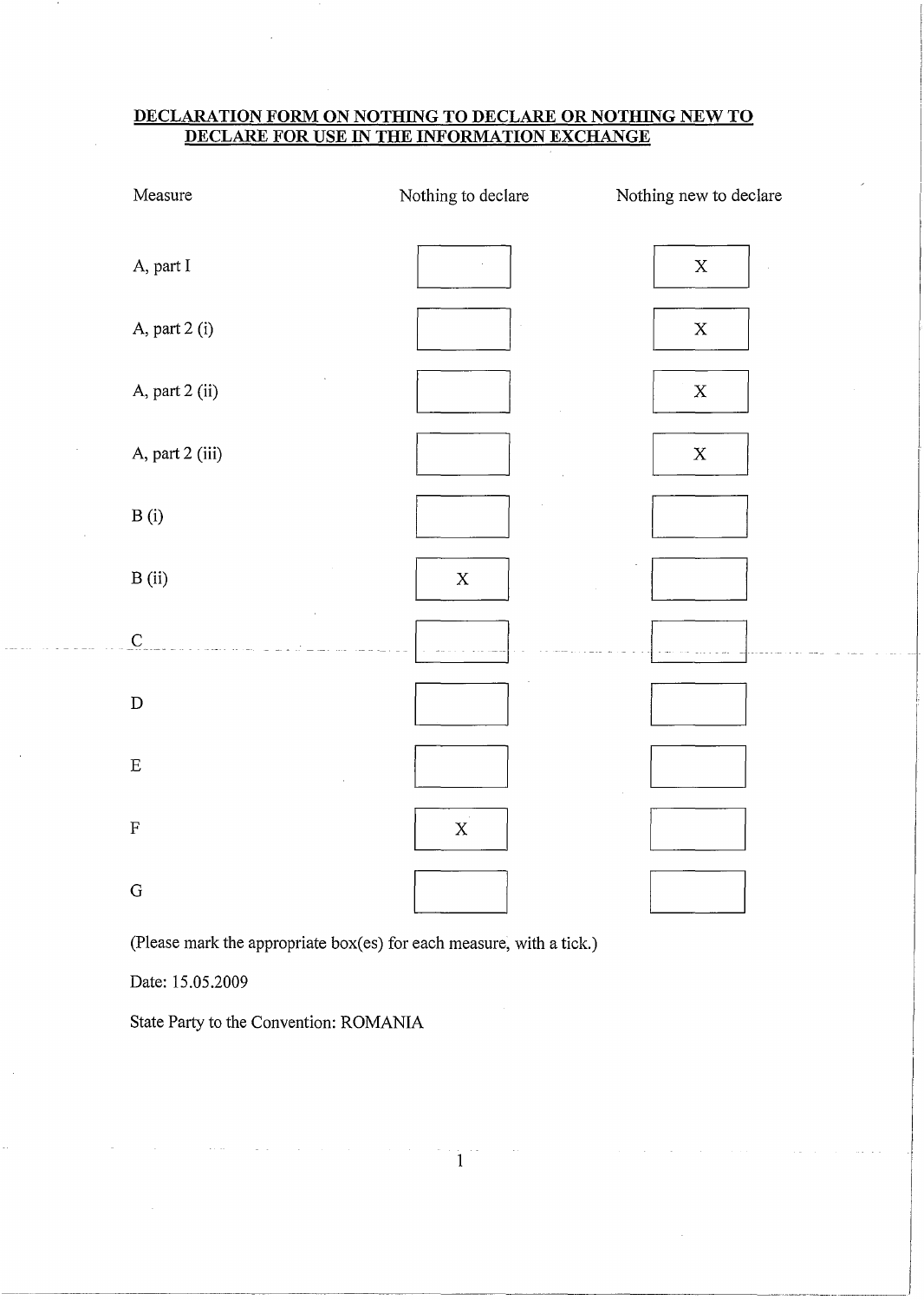# DECLARATION FORM ON NOTHING TO DECLARE OR NOTHING NEW TO DECLARE FOR USE IN THE INFORMATION EXCHANGE

| Measure | Nothing to declare | Nothing new to declare |
|---|---|---|
| A, part I | | X |
| A, part 2 (i) | | X |
| A, part 2 (ii) | | X |
| A, part 2 (iii) | | X |
| B (i) | | |
| B (ii) | X | |
| C | | |
| D | | |
| E | | |
| F | X | |
| G | | |

(Please mark the appropriate box(es) for each measure, with a tick.)

Date: 15.05.2009

State Party to the Convention: ROMANIA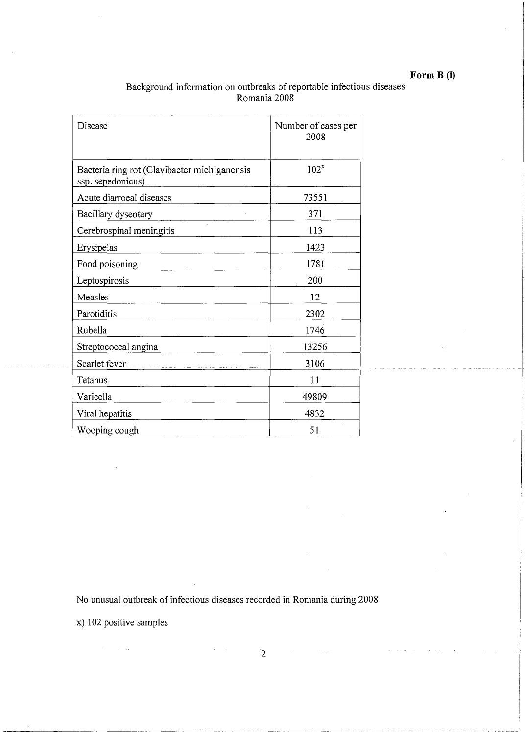**Form B (i)**

Background information on outbreaks of reportable infectious diseases
Romania 2008

| Disease | Number of cases per 2008 |
|---|---|
| Bacteria ring rot (Clavibacter michiganensis ssp. sepedonicus) | 102[x] |
| Acute diarroeal diseases | 73551 |
| Bacillary dysentery | 371 |
| Cerebrospinal meningitis | 113 |
| Erysipelas | 1423 |
| Food poisoning | 1781 |
| Leptospirosis | 200 |
| Measles | 12 |
| Parotiditis | 2302 |
| Rubella | 1746 |
| Streptococcal angina | 13256 |
| Scarlet fever | 3106 |
| Tetanus | 11 |
| Varicella | 49809 |
| Viral hepatitis | 4832 |
| Wooping cough | 51 |

No unusual outbreak of infectious diseases recorded in Romania during 2008

x) 102 positive samples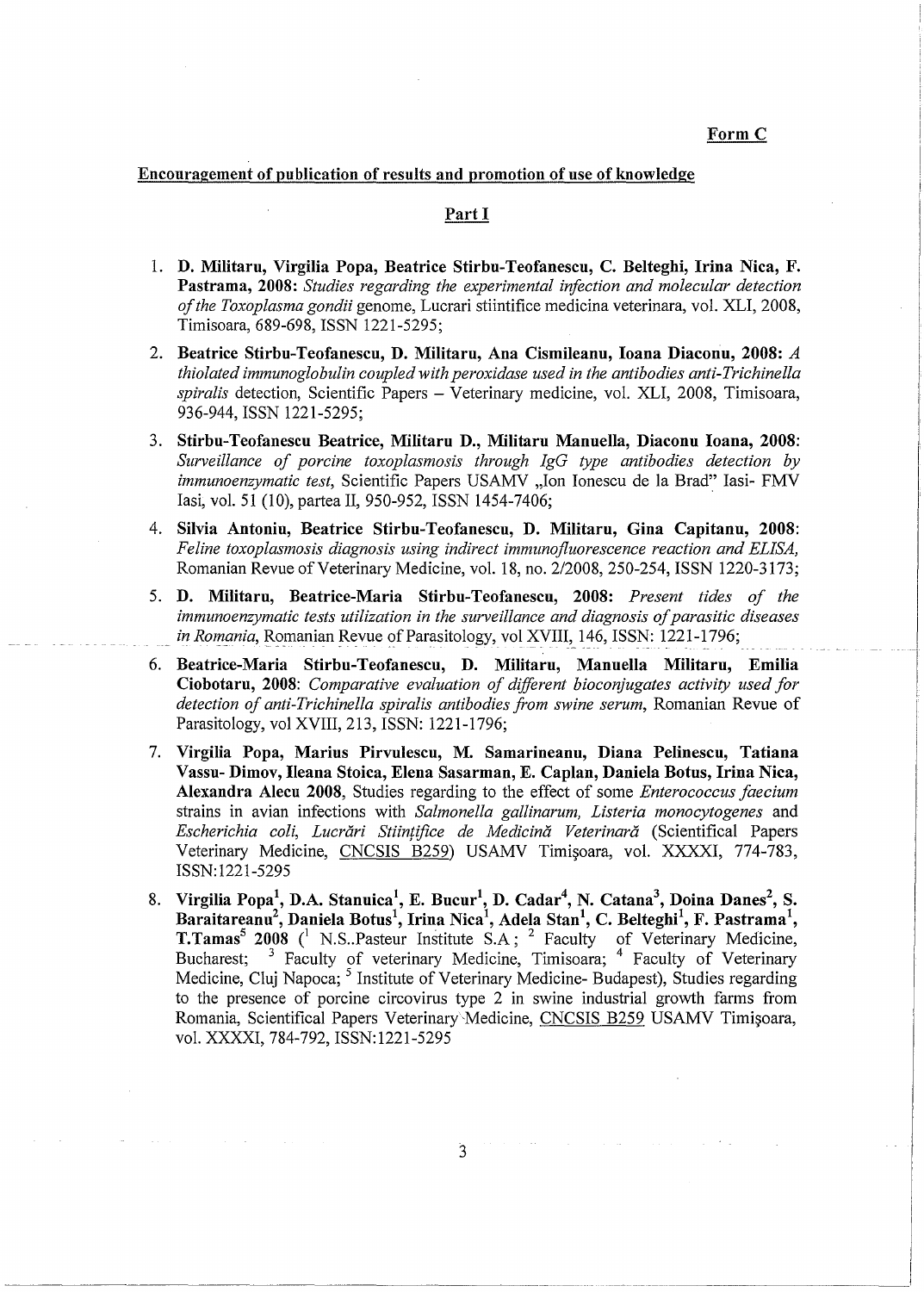**Form C**

**Encouragement of publication of results and promotion of use of knowledge**

**Part I**

1. **D. Militaru, Virgilia Popa, Beatrice Stirbu-Teofanescu, C. Belteghi, Irina Nica, F. Pastrama, 2008:** *Studies regarding the experimental infection and molecular detection of the Toxoplasma gondii* genome, Lucrari stiintifice medicina veterinara, vol. XLI, 2008, Timisoara, 689-698, ISSN 1221-5295;

2. **Beatrice Stirbu-Teofanescu, D. Militaru, Ana Cismileanu, Ioana Diaconu, 2008:** *A thiolated immunoglobulin coupled with peroxidase used in the antibodies anti-Trichinella spiralis* detection, Scientific Papers – Veterinary medicine, vol. XLI, 2008, Timisoara, 936-944, ISSN 1221-5295;

3. **Stirbu-Teofanescu Beatrice, Militaru D., Militaru Manuella, Diaconu Ioana, 2008**: *Surveillance of porcine toxoplasmosis through IgG type antibodies detection by immunoenzymatic test*, Scientific Papers USAMV „Ion Ionescu de la Brad" Iasi- FMV Iasi, vol. 51 (10), partea II, 950-952, ISSN 1454-7406;

4. **Silvia Antoniu, Beatrice Stirbu-Teofanescu, D. Militaru, Gina Capitanu, 2008**: *Feline toxoplasmosis diagnosis using indirect immunofluorescence reaction and ELISA,* Romanian Revue of Veterinary Medicine, vol. 18, no. 2/2008, 250-254, ISSN 1220-3173;

5. **D. Militaru, Beatrice-Maria Stirbu-Teofanescu, 2008:** *Present tides of the immunoenzymatic tests utilization in the surveillance and diagnosis of parasitic diseases in Romania*, Romanian Revue of Parasitology, vol XVIII, 146, ISSN: 1221-1796;

6. **Beatrice-Maria Stirbu-Teofanescu, D. Militaru, Manuella Militaru, Emilia Ciobotaru, 2008**: *Comparative evaluation of different bioconjugates activity used for detection of anti-Trichinella spiralis antibodies from swine serum*, Romanian Revue of Parasitology, vol XVIII, 213, ISSN: 1221-1796;

7. **Virgilia Popa, Marius Pirvulescu, M. Samarineanu, Diana Pelinescu, Tatiana Vassu- Dimov, Ileana Stoica, Elena Sasarman, E. Caplan, Daniela Botus, Irina Nica, Alexandra Alecu 2008**, Studies regarding to the effect of some *Enterococcus faecium* strains in avian infections with *Salmonella gallinarum, Listeria monocytogenes* and *Escherichia coli, Lucrări Stiinţifice de Medicină Veterinară* (Scientifical Papers Veterinary Medicine, CNCSIS B259) USAMV Timişoara, vol. XXXXI, 774-783, ISSN:1221-5295

8. **Virgilia Popa[1], D.A. Stanuica[1], E. Bucur[1], D. Cadar[4], N. Catana[3], Doina Danes[2], S. Baraitareanu[2], Daniela Botus[1], Irina Nica[1], Adela Stan[1], C. Belteghi[1], F. Pastrama[1], T.Tamas[5] 2008** ([1] N.S..Pasteur Institute S.A ; [2] Faculty of Veterinary Medicine, Bucharest; [3] Faculty of veterinary Medicine, Timisoara; [4] Faculty of Veterinary Medicine, Cluj Napoca; [5] Institute of Veterinary Medicine- Budapest), Studies regarding to the presence of porcine circovirus type 2 in swine industrial growth farms from Romania, Scientifical Papers Veterinary Medicine, CNCSIS B259 USAMV Timişoara, vol. XXXXI, 784-792, ISSN:1221-5295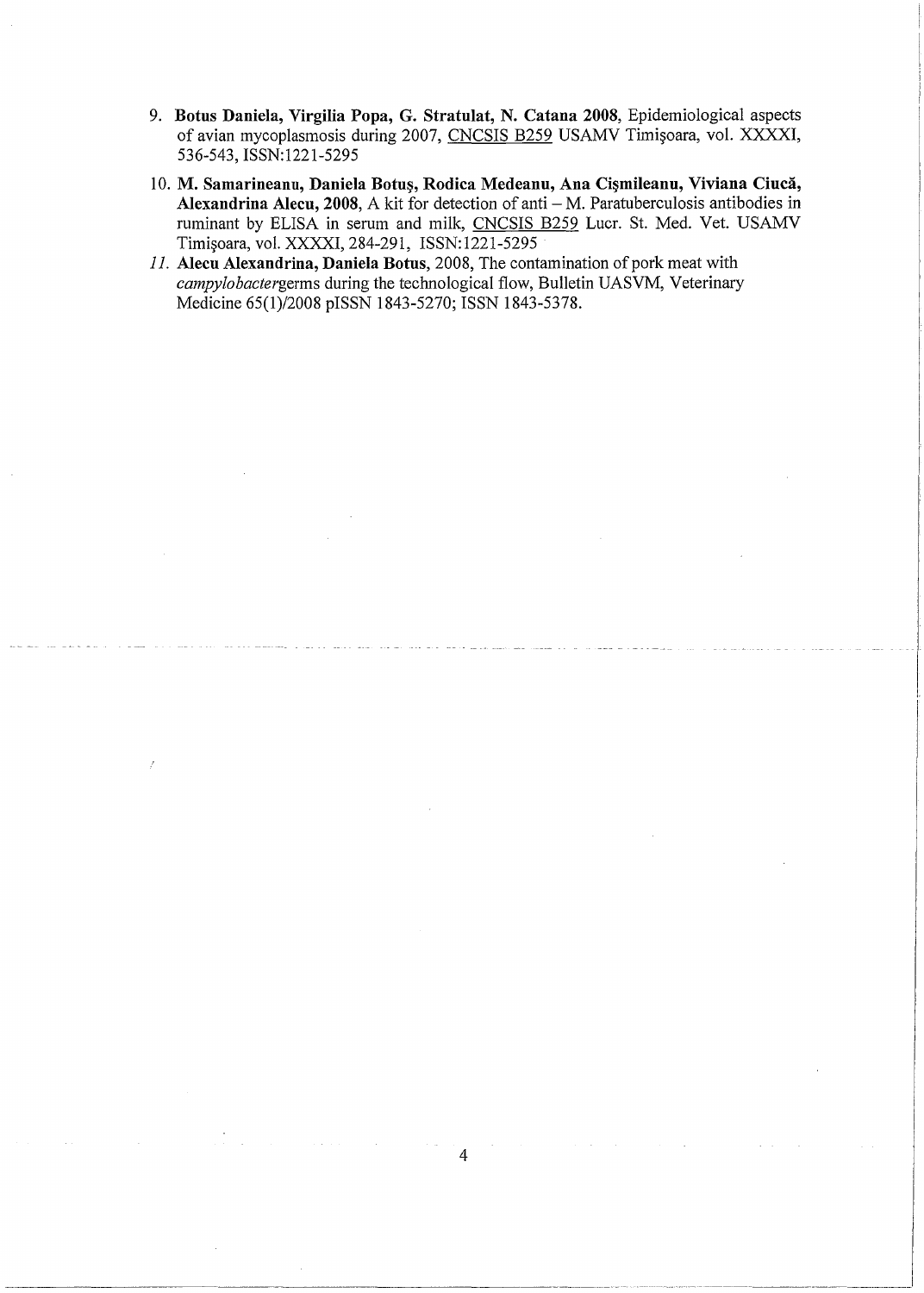9. **Botus Daniela, Virgilia Popa, G. Stratulat, N. Catana 2008**, Epidemiological aspects of avian mycoplasmosis during 2007, <u>CNCSIS B259</u> USAMV Timişoara, vol. XXXXI, 536-543, ISSN:1221-5295

10. **M. Samarineanu, Daniela Botuş, Rodica Medeanu, Ana Cişmileanu, Viviana Ciucă, Alexandrina Alecu, 2008**, A kit for detection of anti – M. Paratuberculosis antibodies in ruminant by ELISA in serum and milk, <u>CNCSIS B259</u> Lucr. St. Med. Vet. USAMV Timişoara, vol. XXXXI, 284-291, ISSN:1221-5295

11. **Alecu Alexandrina, Daniela Botus**, 2008, The contamination of pork meat with *campylobacter*germs during the technological flow, Bulletin UASVM, Veterinary Medicine 65(1)/2008 pISSN 1843-5270; ISSN 1843-5378.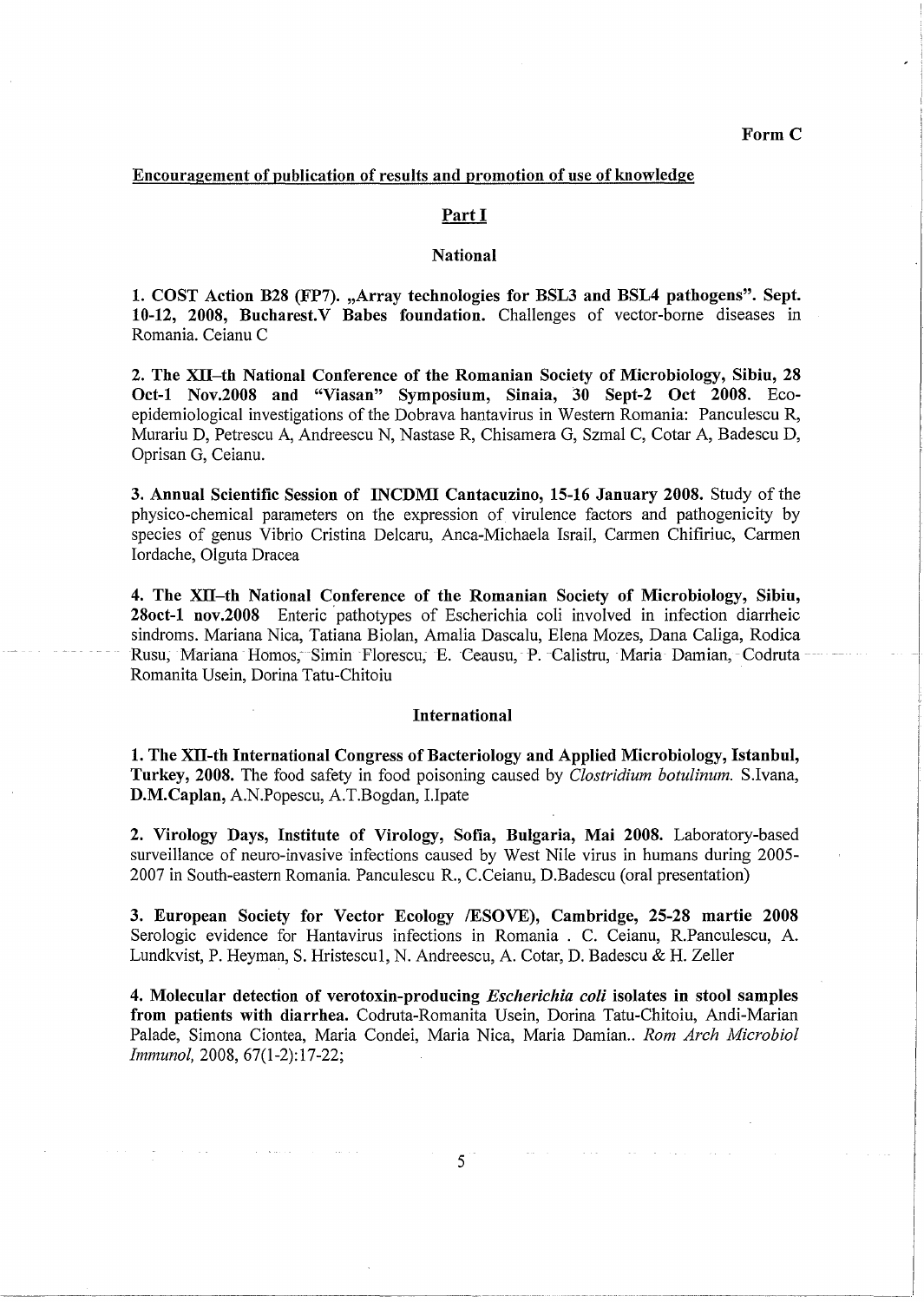**Form C**

**Encouragement of publication of results and promotion of use of knowledge**

## Part I

### National

1. **COST Action B28 (FP7). „Array technologies for BSL3 and BSL4 pathogens". Sept. 10-12, 2008, Bucharest.V Babes foundation.** Challenges of vector-borne diseases in Romania. Ceianu C

2. **The XII–th National Conference of the Romanian Society of Microbiology, Sibiu, 28 Oct-1 Nov.2008 and "Viasan" Symposium, Sinaia, 30 Sept-2 Oct 2008.** Eco-epidemiological investigations of the Dobrava hantavirus in Western Romania: Panculescu R, Murariu D, Petrescu A, Andreescu N, Nastase R, Chisamera G, Szmal C, Cotar A, Badescu D, Oprisan G, Ceianu.

3. **Annual Scientific Session of INCDMI Cantacuzino, 15-16 January 2008.** Study of the physico-chemical parameters on the expression of virulence factors and pathogenicity by species of genus Vibrio Cristina Delcaru, Anca-Michaela Israil, Carmen Chifiriuc, Carmen Iordache, Olguta Dracea

4. **The XII–th National Conference of the Romanian Society of Microbiology, Sibiu, 28oct-1 nov.2008** Enteric pathotypes of Escherichia coli involved in infection diarrheic sindroms. Mariana Nica, Tatiana Biolan, Amalia Dascalu, Elena Mozes, Dana Caliga, Rodica Rusu, Mariana Homos, Simin Florescu, E. Ceausu, P. Calistru, Maria Damian, Codruta Romanita Usein, Dorina Tatu-Chitoiu

### International

1. **The XII-th International Congress of Bacteriology and Applied Microbiology, Istanbul, Turkey, 2008.** The food safety in food poisoning caused by *Clostridium botulinum.* S.Ivana, **D.M.Caplan**, A.N.Popescu, A.T.Bogdan, I.Ipate

2. **Virology Days, Institute of Virology, Sofia, Bulgaria, Mai 2008.** Laboratory-based surveillance of neuro-invasive infections caused by West Nile virus in humans during 2005-2007 in South-eastern Romania. Panculescu R., C.Ceianu, D.Badescu (oral presentation)

3. **European Society for Vector Ecology /ESOVE), Cambridge, 25-28 martie 2008** Serologic evidence for Hantavirus infections in Romania . C. Ceianu, R.Panculescu, A. Lundkvist, P. Heyman, S. Hristescu1, N. Andreescu, A. Cotar, D. Badescu & H. Zeller

4. **Molecular detection of verotoxin-producing *Escherichia coli* isolates in stool samples from patients with diarrhea.** Codruta-Romanita Usein, Dorina Tatu-Chitoiu, Andi-Marian Palade, Simona Ciontea, Maria Condei, Maria Nica, Maria Damian.. *Rom Arch Microbiol Immunol,* 2008, 67(1-2):17-22;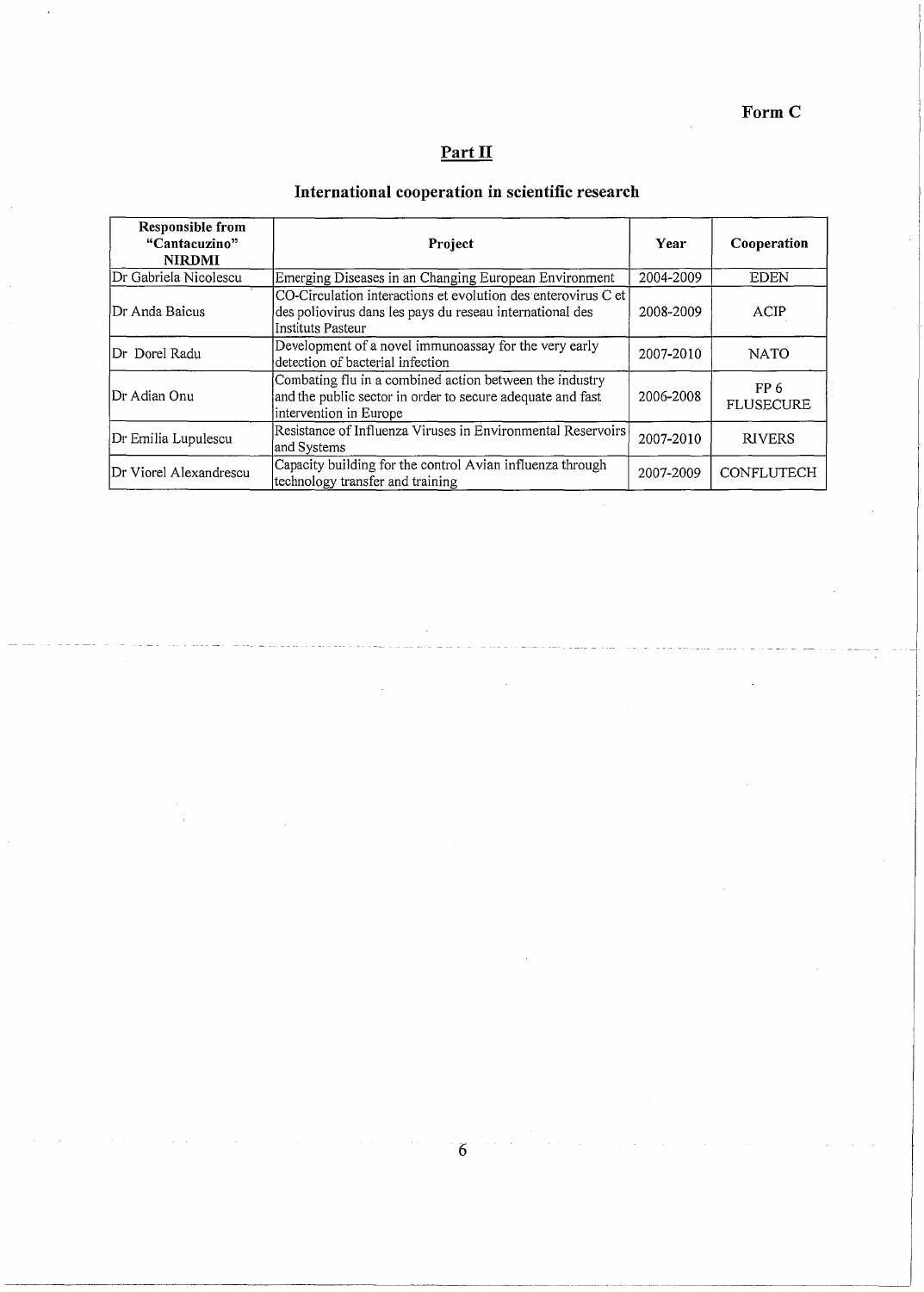**Form C**

## Part II

## International cooperation in scientific research

| Responsible from "Cantacuzino" NIRDMI | Project | Year | Cooperation |
|---|---|---|---|
| Dr Gabriela Nicolescu | Emerging Diseases in an Changing European Environment | 2004-2009 | EDEN |
| Dr Anda Baicus | CO-Circulation interactions et evolution des enterovirus C et des poliovirus dans les pays du reseau international des Instituts Pasteur | 2008-2009 | ACIP |
| Dr Dorel Radu | Development of a novel immunoassay for the very early detection of bacterial infection | 2007-2010 | NATO |
| Dr Adian Onu | Combating flu in a combined action between the industry and the public sector in order to secure adequate and fast intervention in Europe | 2006-2008 | FP 6 FLUSECURE |
| Dr Emilia Lupulescu | Resistance of Influenza Viruses in Environmental Reservoirs and Systems | 2007-2010 | RIVERS |
| Dr Viorel Alexandrescu | Capacity building for the control Avian influenza through technology transfer and training | 2007-2009 | CONFLUTECH |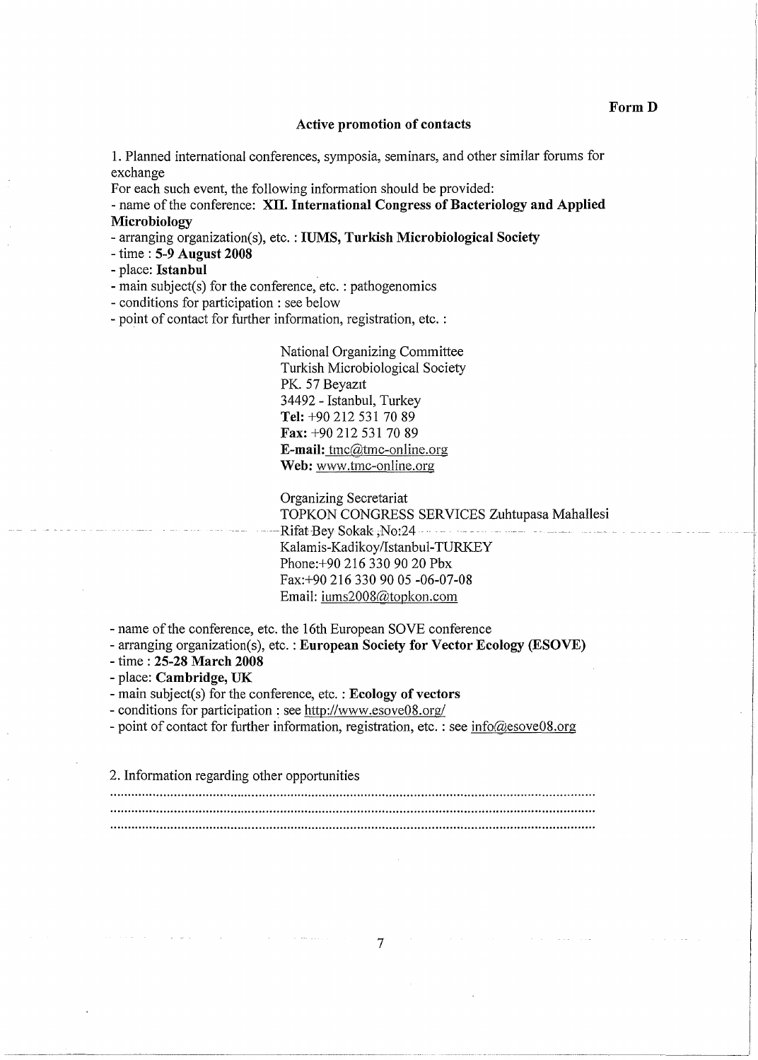**Form D**

## Active promotion of contacts

1. Planned international conferences, symposia, seminars, and other similar forums for exchange

For each such event, the following information should be provided:

- name of the conference: **XII. International Congress of Bacteriology and Applied Microbiology**
- arranging organization(s), etc. : **IUMS, Turkish Microbiological Society**
- time : **5-9 August 2008**
- place: **Istanbul**
- main subject(s) for the conference, etc. : pathogenomics
- conditions for participation : see below
- point of contact for further information, registration, etc. :

National Organizing Committee
Turkish Microbiological Society
PK. 57 Beyazıt
34492 - Istanbul, Turkey
**Tel:** +90 212 531 70 89
**Fax:** +90 212 531 70 89
**E-mail:** tmc@tmc-online.org
**Web:** www.tmc-online.org

Organizing Secretariat
TOPKON CONGRESS SERVICES Zuhtupasa Mahallesi
Rifat Bey Sokak ,No:24
Kalamis-Kadikoy/Istanbul-TURKEY
Phone:+90 216 330 90 20 Pbx
Fax:+90 216 330 90 05 -06-07-08
Email: iums2008@topkon.com

- name of the conference, etc. the 16th European SOVE conference
- arranging organization(s), etc. : **European Society for Vector Ecology (ESOVE)**
- time : **25-28 March 2008**
- place: **Cambridge, UK**
- main subject(s) for the conference, etc. : **Ecology of vectors**
- conditions for participation : see http://www.esove08.org/
- point of contact for further information, registration, etc. : see info@esove08.org

2. Information regarding other opportunities

..........................................................................................................................................

..........................................................................................................................................

..........................................................................................................................................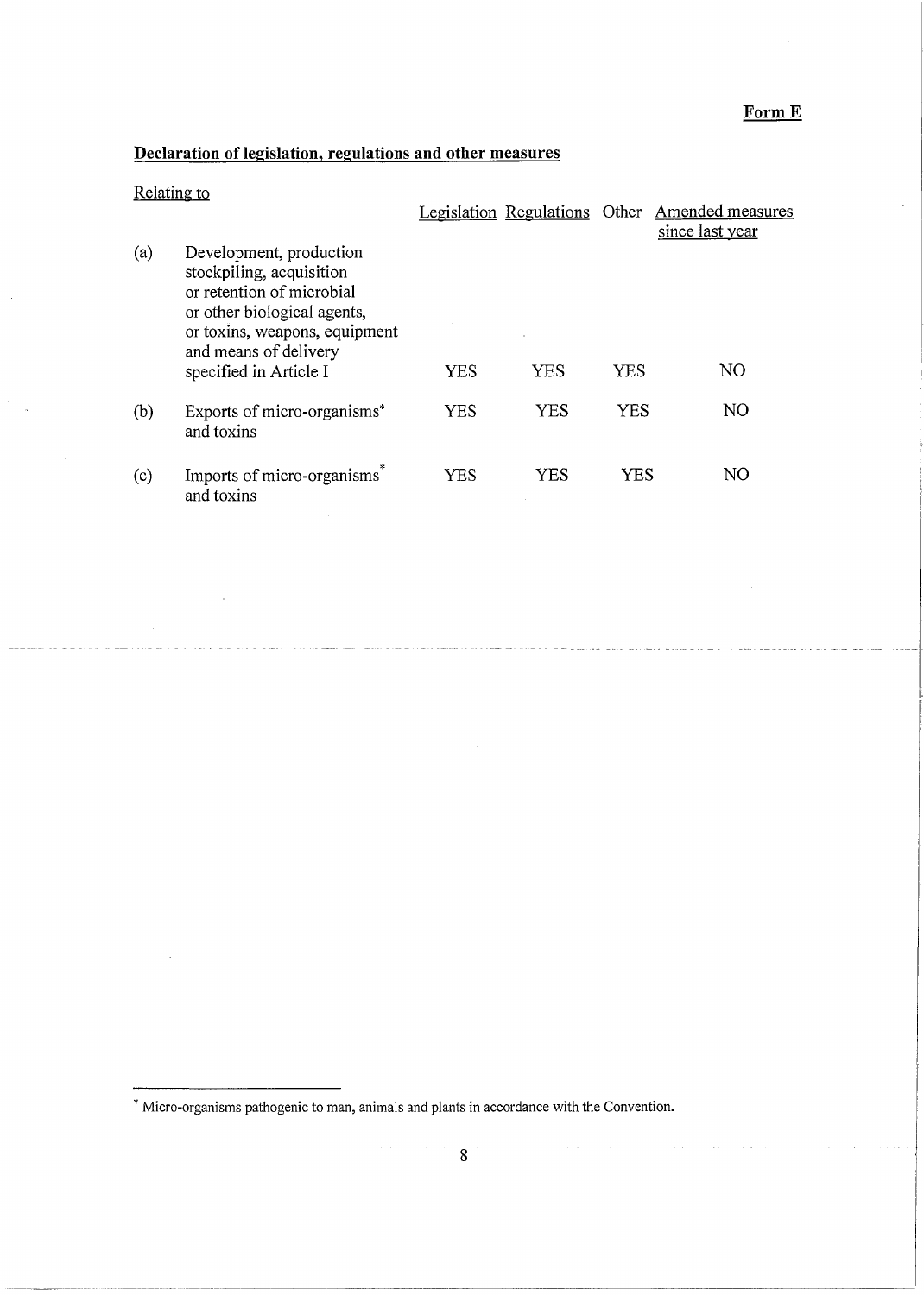**Form E**

## Declaration of legislation, regulations and other measures

Relating to

| | | Legislation | Regulations | Other | Amended measures since last year |
|---|---|---|---|---|---|
| (a) | Development, production stockpiling, acquisition or retention of microbial or other biological agents, or toxins, weapons, equipment and means of delivery specified in Article I | YES | YES | YES | NO |
| (b) | Exports of micro-organisms* and toxins | YES | YES | YES | NO |
| (c) | Imports of micro-organisms* and toxins | YES | YES | YES | NO |

---

* Micro-organisms pathogenic to man, animals and plants in accordance with the Convention.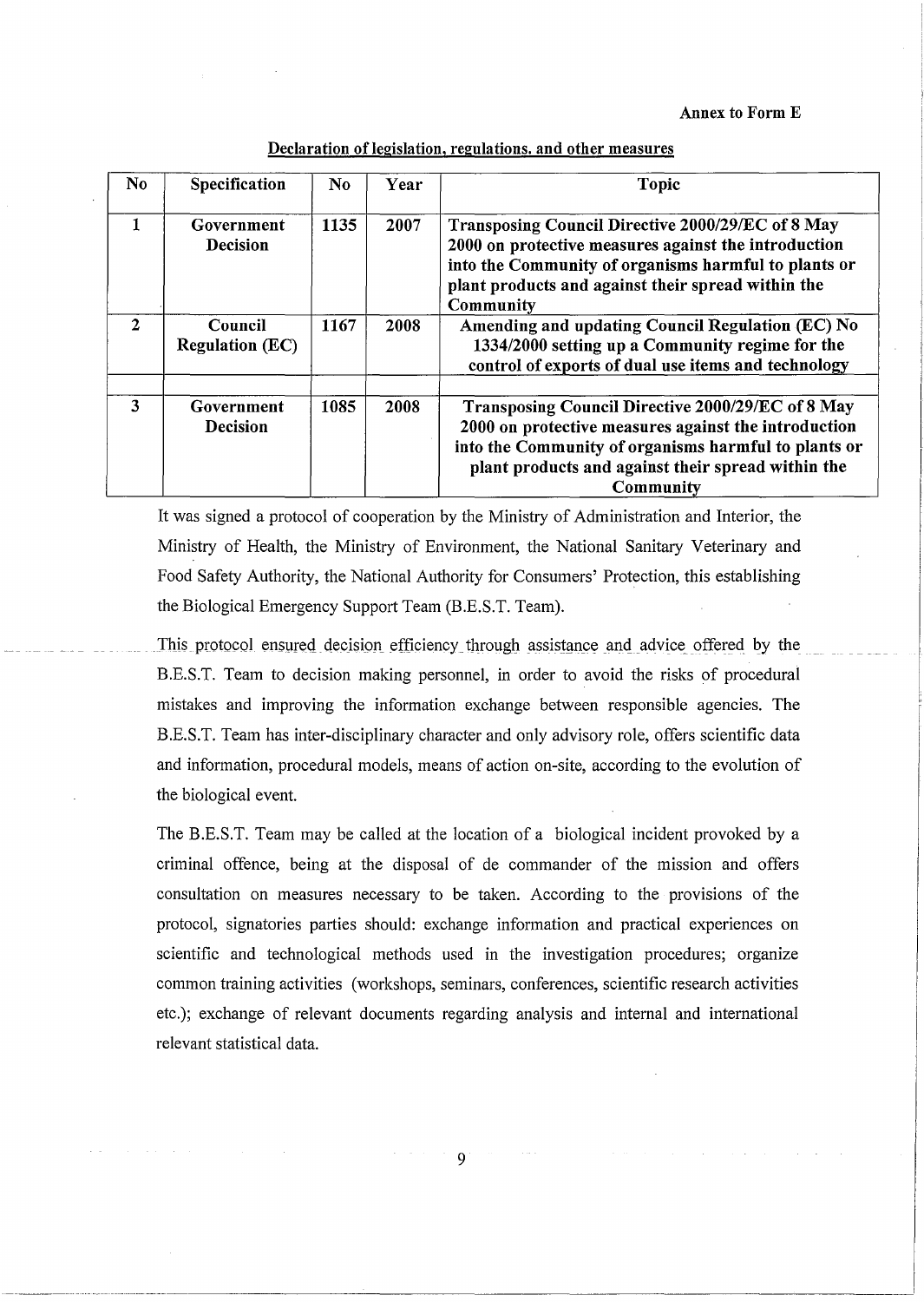Annex to Form E

**Declaration of legislation, regulations. and other measures**

| No | Specification | No | Year | Topic |
|---|---|---|---|---|
| 1 | Government Decision | 1135 | 2007 | Transposing Council Directive 2000/29/EC of 8 May 2000 on protective measures against the introduction into the Community of organisms harmful to plants or plant products and against their spread within the Community |
| 2 | Council Regulation (EC) | 1167 | 2008 | Amending and updating Council Regulation (EC) No 1334/2000 setting up a Community regime for the control of exports of dual use items and technology |
| 3 | Government Decision | 1085 | 2008 | Transposing Council Directive 2000/29/EC of 8 May 2000 on protective measures against the introduction into the Community of organisms harmful to plants or plant products and against their spread within the Community |

It was signed a protocol of cooperation by the Ministry of Administration and Interior, the Ministry of Health, the Ministry of Environment, the National Sanitary Veterinary and Food Safety Authority, the National Authority for Consumers' Protection, this establishing the Biological Emergency Support Team (B.E.S.T. Team).

This protocol ensured decision efficiency through assistance and advice offered by the B.E.S.T. Team to decision making personnel, in order to avoid the risks of procedural mistakes and improving the information exchange between responsible agencies. The B.E.S.T. Team has inter-disciplinary character and only advisory role, offers scientific data and information, procedural models, means of action on-site, according to the evolution of the biological event.

The B.E.S.T. Team may be called at the location of a biological incident provoked by a criminal offence, being at the disposal of de commander of the mission and offers consultation on measures necessary to be taken. According to the provisions of the protocol, signatories parties should: exchange information and practical experiences on scientific and technological methods used in the investigation procedures; organize common training activities (workshops, seminars, conferences, scientific research activities etc.); exchange of relevant documents regarding analysis and internal and international relevant statistical data.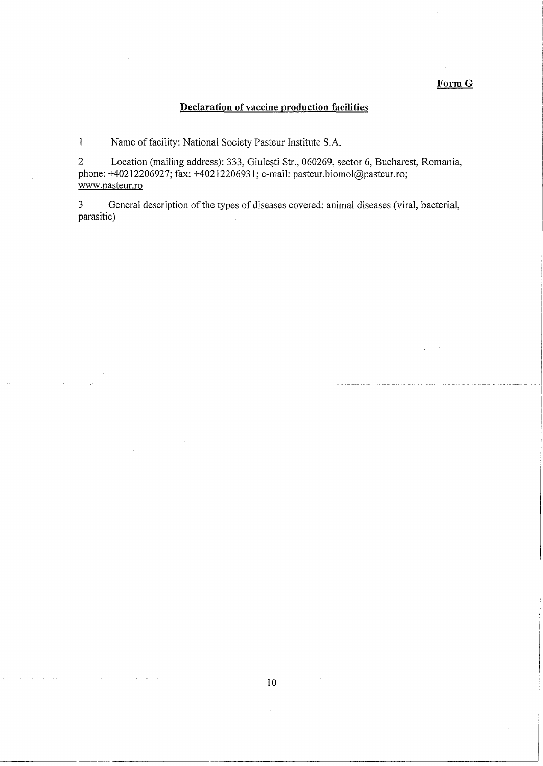**Form G**

## Declaration of vaccine production facilities

1 Name of facility: National Society Pasteur Institute S.A.

2 Location (mailing address): 333, Giulești Str., 060269, sector 6, Bucharest, Romania, phone: +40212206927; fax: +40212206931; e-mail: pasteur.biomol@pasteur.ro; www.pasteur.ro

3 General description of the types of diseases covered: animal diseases (viral, bacterial, parasitic)